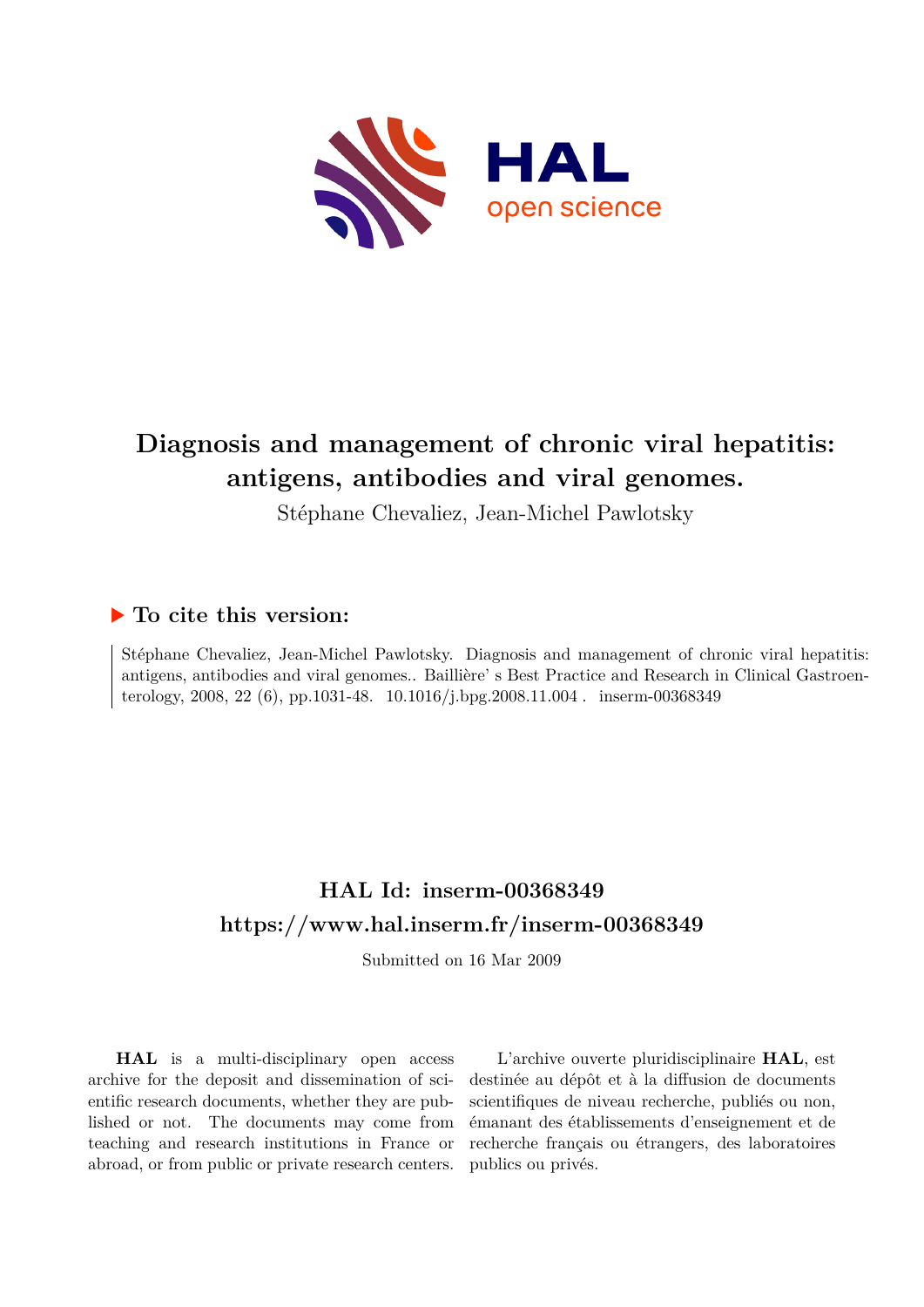# Diagnosis and management of chronic viral hepatitis: antigens, antibodies and viral genomes.

Stéphane Chevaliez, Jean-Michel Pawlotsky

## ▶ To cite this version:

Stéphane Chevaliez, Jean-Michel Pawlotsky. Diagnosis and management of chronic viral hepatitis: antigens, antibodies and viral genomes.. Baillière' s Best Practice and Research in Clinical Gastroenterology, 2008, 22 (6), pp.1031-48. 10.1016/j.bpg.2008.11.004 . inserm-00368349

## HAL Id: inserm-00368349
## https://www.hal.inserm.fr/inserm-00368349

Submitted on 16 Mar 2009

**HAL** is a multi-disciplinary open access archive for the deposit and dissemination of scientific research documents, whether they are published or not. The documents may come from teaching and research institutions in France or abroad, or from public or private research centers.

L'archive ouverte pluridisciplinaire **HAL**, est destinée au dépôt et à la diffusion de documents scientifiques de niveau recherche, publiés ou non, émanant des établissements d'enseignement et de recherche français ou étrangers, des laboratoires publics ou privés.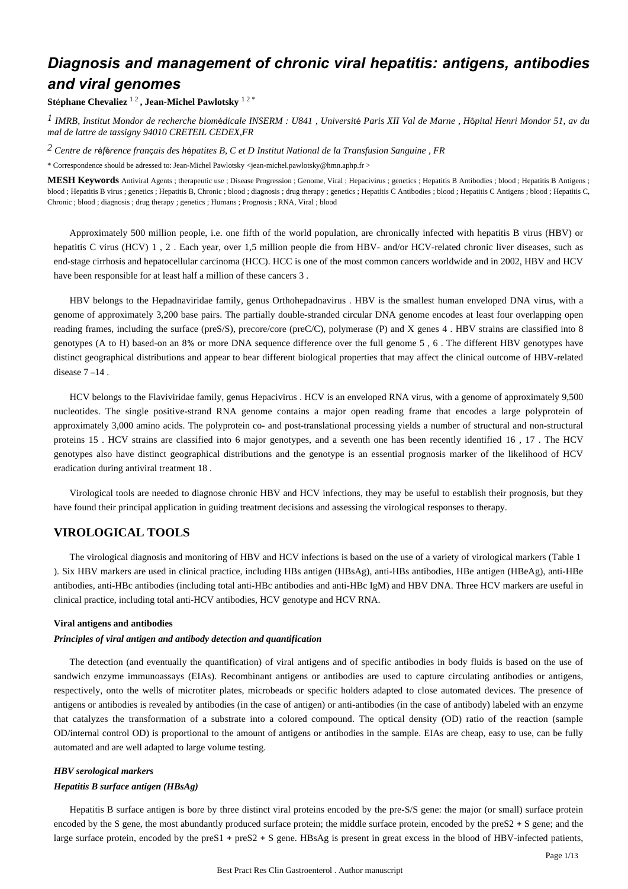# Diagnosis and management of chronic viral hepatitis: antigens, antibodies and viral genomes

**Stéphane Chevaliez** [1 2] **, Jean-Michel Pawlotsky** [1 2 *]

[1] *IMRB, Institut Mondor de recherche biomédicale INSERM : U841 , Université Paris XII Val de Marne , Hôpital Henri Mondor 51, av du mal de lattre de tassigny 94010 CRETEIL CEDEX,FR*

[2] *Centre de référence français des hépatites B, C et D Institut National de la Transfusion Sanguine , FR*

\* Correspondence should be adressed to: Jean-Michel Pawlotsky <jean-michel.pawlotsky@hmn.aphp.fr >

**MESH Keywords** Antiviral Agents ; therapeutic use ; Disease Progression ; Genome, Viral ; Hepacivirus ; genetics ; Hepatitis B Antibodies ; blood ; Hepatitis B Antigens ; blood ; Hepatitis B virus ; genetics ; Hepatitis B, Chronic ; blood ; diagnosis ; drug therapy ; genetics ; Hepatitis C Antibodies ; blood ; Hepatitis C Antigens ; blood ; Hepatitis C, Chronic ; blood ; diagnosis ; drug therapy ; genetics ; Humans ; Prognosis ; RNA, Viral ; blood

Approximately 500 million people, i.e. one fifth of the world population, are chronically infected with hepatitis B virus (HBV) or hepatitis C virus (HCV) 1 , 2 . Each year, over 1,5 million people die from HBV- and/or HCV-related chronic liver diseases, such as end-stage cirrhosis and hepatocellular carcinoma (HCC). HCC is one of the most common cancers worldwide and in 2002, HBV and HCV have been responsible for at least half a million of these cancers 3 .

HBV belongs to the Hepadnaviridae family, genus Orthohepadnavirus . HBV is the smallest human enveloped DNA virus, with a genome of approximately 3,200 base pairs. The partially double-stranded circular DNA genome encodes at least four overlapping open reading frames, including the surface (preS/S), precore/core (preC/C), polymerase (P) and X genes 4 . HBV strains are classified into 8 genotypes (A to H) based-on an 8% or more DNA sequence difference over the full genome 5 , 6 . The different HBV genotypes have distinct geographical distributions and appear to bear different biological properties that may affect the clinical outcome of HBV-related disease 7 –14 .

HCV belongs to the Flaviviridae family, genus Hepacivirus . HCV is an enveloped RNA virus, with a genome of approximately 9,500 nucleotides. The single positive-strand RNA genome contains a major open reading frame that encodes a large polyprotein of approximately 3,000 amino acids. The polyprotein co- and post-translational processing yields a number of structural and non-structural proteins 15 . HCV strains are classified into 6 major genotypes, and a seventh one has been recently identified 16 , 17 . The HCV genotypes also have distinct geographical distributions and the genotype is an essential prognosis marker of the likelihood of HCV eradication during antiviral treatment 18 .

Virological tools are needed to diagnose chronic HBV and HCV infections, they may be useful to establish their prognosis, but they have found their principal application in guiding treatment decisions and assessing the virological responses to therapy.

## VIROLOGICAL TOOLS

The virological diagnosis and monitoring of HBV and HCV infections is based on the use of a variety of virological markers (Table 1 ). Six HBV markers are used in clinical practice, including HBs antigen (HBsAg), anti-HBs antibodies, HBe antigen (HBeAg), anti-HBe antibodies, anti-HBc antibodies (including total anti-HBc antibodies and anti-HBc IgM) and HBV DNA. Three HCV markers are useful in clinical practice, including total anti-HCV antibodies, HCV genotype and HCV RNA.

### Viral antigens and antibodies

#### *Principles of viral antigen and antibody detection and quantification*

The detection (and eventually the quantification) of viral antigens and of specific antibodies in body fluids is based on the use of sandwich enzyme immunoassays (EIAs). Recombinant antigens or antibodies are used to capture circulating antibodies or antigens, respectively, onto the wells of microtiter plates, microbeads or specific holders adapted to close automated devices. The presence of antigens or antibodies is revealed by antibodies (in the case of antigen) or anti-antibodies (in the case of antibody) labeled with an enzyme that catalyzes the transformation of a substrate into a colored compound. The optical density (OD) ratio of the reaction (sample OD/internal control OD) is proportional to the amount of antigens or antibodies in the sample. EIAs are cheap, easy to use, can be fully automated and are well adapted to large volume testing.

#### *HBV serological markers*

#### *Hepatitis B surface antigen (HBsAg)*

Hepatitis B surface antigen is bore by three distinct viral proteins encoded by the pre-S/S gene: the major (or small) surface protein encoded by the S gene, the most abundantly produced surface protein; the middle surface protein, encoded by the preS2 + S gene; and the large surface protein, encoded by the preS1 + preS2 + S gene. HBsAg is present in great excess in the blood of HBV-infected patients,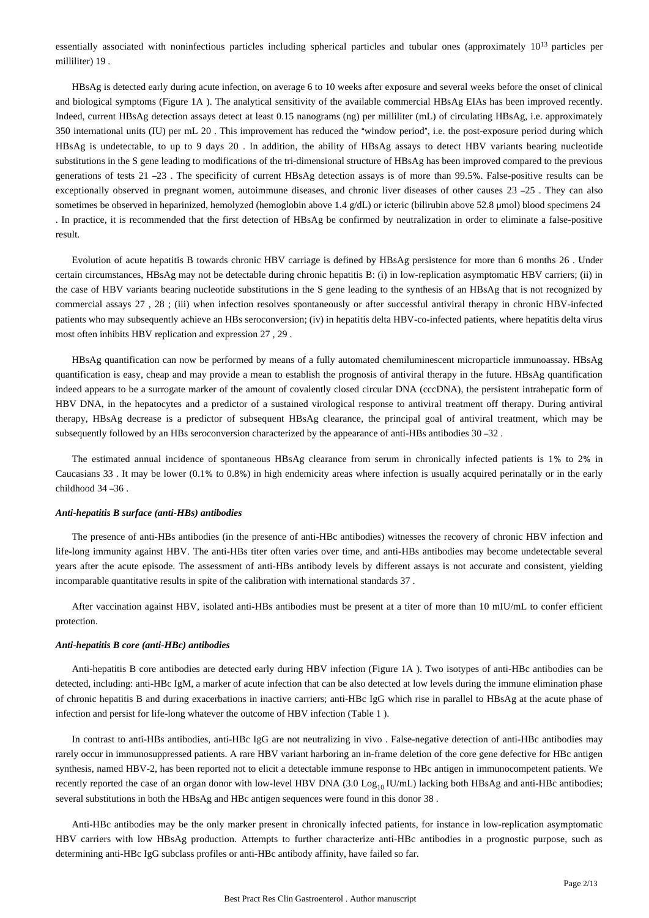essentially associated with noninfectious particles including spherical particles and tubular ones (approximately $10^{13}$ particles per milliliter) 19 .

HBsAg is detected early during acute infection, on average 6 to 10 weeks after exposure and several weeks before the onset of clinical and biological symptoms (Figure 1A ). The analytical sensitivity of the available commercial HBsAg EIAs has been improved recently. Indeed, current HBsAg detection assays detect at least 0.15 nanograms (ng) per milliliter (mL) of circulating HBsAg, i.e. approximately 350 international units (IU) per mL 20 . This improvement has reduced the "window period", i.e. the post-exposure period during which HBsAg is undetectable, to up to 9 days 20 . In addition, the ability of HBsAg assays to detect HBV variants bearing nucleotide substitutions in the S gene leading to modifications of the tri-dimensional structure of HBsAg has been improved compared to the previous generations of tests 21 –23 . The specificity of current HBsAg detection assays is of more than 99.5%. False-positive results can be exceptionally observed in pregnant women, autoimmune diseases, and chronic liver diseases of other causes 23 –25 . They can also sometimes be observed in heparinized, hemolyzed (hemoglobin above 1.4 g/dL) or icteric (bilirubin above 52.8 μmol) blood specimens 24 . In practice, it is recommended that the first detection of HBsAg be confirmed by neutralization in order to eliminate a false-positive result.

Evolution of acute hepatitis B towards chronic HBV carriage is defined by HBsAg persistence for more than 6 months 26 . Under certain circumstances, HBsAg may not be detectable during chronic hepatitis B: (i) in low-replication asymptomatic HBV carriers; (ii) in the case of HBV variants bearing nucleotide substitutions in the S gene leading to the synthesis of an HBsAg that is not recognized by commercial assays 27 , 28 ; (iii) when infection resolves spontaneously or after successful antiviral therapy in chronic HBV-infected patients who may subsequently achieve an HBs seroconversion; (iv) in hepatitis delta HBV-co-infected patients, where hepatitis delta virus most often inhibits HBV replication and expression 27 , 29 .

HBsAg quantification can now be performed by means of a fully automated chemiluminescent microparticle immunoassay. HBsAg quantification is easy, cheap and may provide a mean to establish the prognosis of antiviral therapy in the future. HBsAg quantification indeed appears to be a surrogate marker of the amount of covalently closed circular DNA (cccDNA), the persistent intrahepatic form of HBV DNA, in the hepatocytes and a predictor of a sustained virological response to antiviral treatment off therapy. During antiviral therapy, HBsAg decrease is a predictor of subsequent HBsAg clearance, the principal goal of antiviral treatment, which may be subsequently followed by an HBs seroconversion characterized by the appearance of anti-HBs antibodies 30 –32 .

The estimated annual incidence of spontaneous HBsAg clearance from serum in chronically infected patients is 1% to 2% in Caucasians 33 . It may be lower (0.1% to 0.8%) in high endemicity areas where infection is usually acquired perinatally or in the early childhood 34 –36 .

#### *Anti-hepatitis B surface (anti-HBs) antibodies*

The presence of anti-HBs antibodies (in the presence of anti-HBc antibodies) witnesses the recovery of chronic HBV infection and life-long immunity against HBV. The anti-HBs titer often varies over time, and anti-HBs antibodies may become undetectable several years after the acute episode. The assessment of anti-HBs antibody levels by different assays is not accurate and consistent, yielding incomparable quantitative results in spite of the calibration with international standards 37 .

After vaccination against HBV, isolated anti-HBs antibodies must be present at a titer of more than 10 mIU/mL to confer efficient protection.

#### *Anti-hepatitis B core (anti-HBc) antibodies*

Anti-hepatitis B core antibodies are detected early during HBV infection (Figure 1A ). Two isotypes of anti-HBc antibodies can be detected, including: anti-HBc IgM, a marker of acute infection that can be also detected at low levels during the immune elimination phase of chronic hepatitis B and during exacerbations in inactive carriers; anti-HBc IgG which rise in parallel to HBsAg at the acute phase of infection and persist for life-long whatever the outcome of HBV infection (Table 1 ).

In contrast to anti-HBs antibodies, anti-HBc IgG are not neutralizing in vivo . False-negative detection of anti-HBc antibodies may rarely occur in immunosuppressed patients. A rare HBV variant harboring an in-frame deletion of the core gene defective for HBc antigen synthesis, named HBV-2, has been reported not to elicit a detectable immune response to HBc antigen in immunocompetent patients. We recently reported the case of an organ donor with low-level HBV DNA (3.0 $Log_{10}$ IU/mL) lacking both HBsAg and anti-HBc antibodies; several substitutions in both the HBsAg and HBc antigen sequences were found in this donor 38 .

Anti-HBc antibodies may be the only marker present in chronically infected patients, for instance in low-replication asymptomatic HBV carriers with low HBsAg production. Attempts to further characterize anti-HBc antibodies in a prognostic purpose, such as determining anti-HBc IgG subclass profiles or anti-HBc antibody affinity, have failed so far.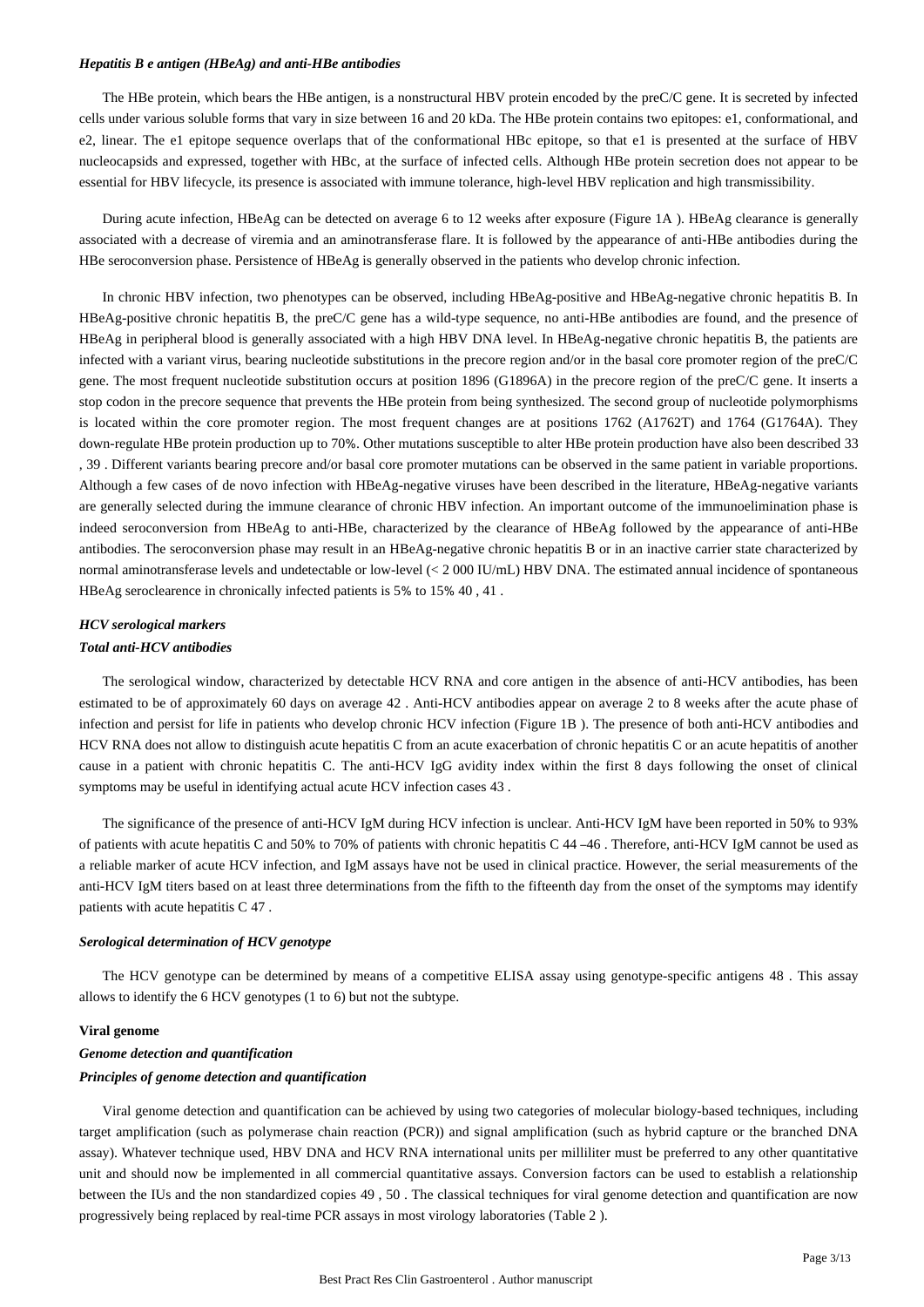#### *Hepatitis B e antigen (HBeAg) and anti-HBe antibodies*

The HBe protein, which bears the HBe antigen, is a nonstructural HBV protein encoded by the preC/C gene. It is secreted by infected cells under various soluble forms that vary in size between 16 and 20 kDa. The HBe protein contains two epitopes: e1, conformational, and e2, linear. The e1 epitope sequence overlaps that of the conformational HBc epitope, so that e1 is presented at the surface of HBV nucleocapsids and expressed, together with HBc, at the surface of infected cells. Although HBe protein secretion does not appear to be essential for HBV lifecycle, its presence is associated with immune tolerance, high-level HBV replication and high transmissibility.

During acute infection, HBeAg can be detected on average 6 to 12 weeks after exposure (Figure 1A ). HBeAg clearance is generally associated with a decrease of viremia and an aminotransferase flare. It is followed by the appearance of anti-HBe antibodies during the HBe seroconversion phase. Persistence of HBeAg is generally observed in the patients who develop chronic infection.

In chronic HBV infection, two phenotypes can be observed, including HBeAg-positive and HBeAg-negative chronic hepatitis B. In HBeAg-positive chronic hepatitis B, the preC/C gene has a wild-type sequence, no anti-HBe antibodies are found, and the presence of HBeAg in peripheral blood is generally associated with a high HBV DNA level. In HBeAg-negative chronic hepatitis B, the patients are infected with a variant virus, bearing nucleotide substitutions in the precore region and/or in the basal core promoter region of the preC/C gene. The most frequent nucleotide substitution occurs at position 1896 (G1896A) in the precore region of the preC/C gene. It inserts a stop codon in the precore sequence that prevents the HBe protein from being synthesized. The second group of nucleotide polymorphisms is located within the core promoter region. The most frequent changes are at positions 1762 (A1762T) and 1764 (G1764A). They down-regulate HBe protein production up to 70%. Other mutations susceptible to alter HBe protein production have also been described 33 , 39 . Different variants bearing precore and/or basal core promoter mutations can be observed in the same patient in variable proportions. Although a few cases of de novo infection with HBeAg-negative viruses have been described in the literature, HBeAg-negative variants are generally selected during the immune clearance of chronic HBV infection. An important outcome of the immunoelimination phase is indeed seroconversion from HBeAg to anti-HBe, characterized by the clearance of HBeAg followed by the appearance of anti-HBe antibodies. The seroconversion phase may result in an HBeAg-negative chronic hepatitis B or in an inactive carrier state characterized by normal aminotransferase levels and undetectable or low-level (< 2 000 IU/mL) HBV DNA. The estimated annual incidence of spontaneous HBeAg seroclearence in chronically infected patients is 5% to 15% 40 , 41 .

### *HCV serological markers*

#### *Total anti-HCV antibodies*

The serological window, characterized by detectable HCV RNA and core antigen in the absence of anti-HCV antibodies, has been estimated to be of approximately 60 days on average 42 . Anti-HCV antibodies appear on average 2 to 8 weeks after the acute phase of infection and persist for life in patients who develop chronic HCV infection (Figure 1B ). The presence of both anti-HCV antibodies and HCV RNA does not allow to distinguish acute hepatitis C from an acute exacerbation of chronic hepatitis C or an acute hepatitis of another cause in a patient with chronic hepatitis C. The anti-HCV IgG avidity index within the first 8 days following the onset of clinical symptoms may be useful in identifying actual acute HCV infection cases 43 .

The significance of the presence of anti-HCV IgM during HCV infection is unclear. Anti-HCV IgM have been reported in 50% to 93% of patients with acute hepatitis C and 50% to 70% of patients with chronic hepatitis C 44 –46 . Therefore, anti-HCV IgM cannot be used as a reliable marker of acute HCV infection, and IgM assays have not be used in clinical practice. However, the serial measurements of the anti-HCV IgM titers based on at least three determinations from the fifth to the fifteenth day from the onset of the symptoms may identify patients with acute hepatitis C 47 .

#### *Serological determination of HCV genotype*

The HCV genotype can be determined by means of a competitive ELISA assay using genotype-specific antigens 48 . This assay allows to identify the 6 HCV genotypes (1 to 6) but not the subtype.

## **Viral genome**

### *Genome detection and quantification*

#### *Principles of genome detection and quantification*

Viral genome detection and quantification can be achieved by using two categories of molecular biology-based techniques, including target amplification (such as polymerase chain reaction (PCR)) and signal amplification (such as hybrid capture or the branched DNA assay). Whatever technique used, HBV DNA and HCV RNA international units per milliliter must be preferred to any other quantitative unit and should now be implemented in all commercial quantitative assays. Conversion factors can be used to establish a relationship between the IUs and the non standardized copies 49 , 50 . The classical techniques for viral genome detection and quantification are now progressively being replaced by real-time PCR assays in most virology laboratories (Table 2 ).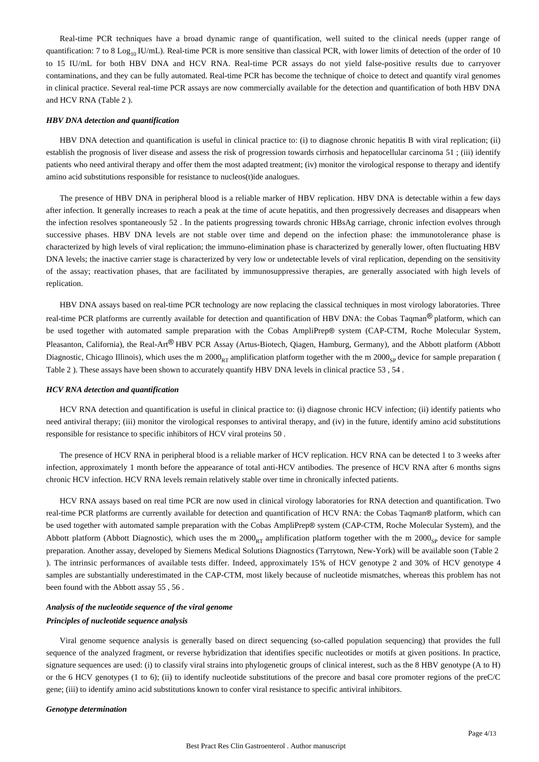Real-time PCR techniques have a broad dynamic range of quantification, well suited to the clinical needs (upper range of quantification: 7 to 8 $Log_{10}$ IU/mL). Real-time PCR is more sensitive than classical PCR, with lower limits of detection of the order of 10 to 15 IU/mL for both HBV DNA and HCV RNA. Real-time PCR assays do not yield false-positive results due to carryover contaminations, and they can be fully automated. Real-time PCR has become the technique of choice to detect and quantify viral genomes in clinical practice. Several real-time PCR assays are now commercially available for the detection and quantification of both HBV DNA and HCV RNA (Table 2 ).

#### *HBV DNA detection and quantification*

HBV DNA detection and quantification is useful in clinical practice to: (i) to diagnose chronic hepatitis B with viral replication; (ii) establish the prognosis of liver disease and assess the risk of progression towards cirrhosis and hepatocellular carcinoma 51 ; (iii) identify patients who need antiviral therapy and offer them the most adapted treatment; (iv) monitor the virological response to therapy and identify amino acid substitutions responsible for resistance to nucleos(t)ide analogues.

The presence of HBV DNA in peripheral blood is a reliable marker of HBV replication. HBV DNA is detectable within a few days after infection. It generally increases to reach a peak at the time of acute hepatitis, and then progressively decreases and disappears when the infection resolves spontaneously 52 . In the patients progressing towards chronic HBsAg carriage, chronic infection evolves through successive phases. HBV DNA levels are not stable over time and depend on the infection phase: the immunotolerance phase is characterized by high levels of viral replication; the immuno-elimination phase is characterized by generally lower, often fluctuating HBV DNA levels; the inactive carrier stage is characterized by very low or undetectable levels of viral replication, depending on the sensitivity of the assay; reactivation phases, that are facilitated by immunosuppressive therapies, are generally associated with high levels of replication.

HBV DNA assays based on real-time PCR technology are now replacing the classical techniques in most virology laboratories. Three real-time PCR platforms are currently available for detection and quantification of HBV DNA: the Cobas Taqman® platform, which can be used together with automated sample preparation with the Cobas AmpliPrep® system (CAP-CTM, Roche Molecular System, Pleasanton, California), the Real-Art® HBV PCR Assay (Artus-Biotech, Qiagen, Hamburg, Germany), and the Abbott platform (Abbott Diagnostic, Chicago Illinois), which uses the m $2000_{RT}$ amplification platform together with the m $2000_{SP}$ device for sample preparation ( Table 2 ). These assays have been shown to accurately quantify HBV DNA levels in clinical practice 53 , 54 .

#### *HCV RNA detection and quantification*

HCV RNA detection and quantification is useful in clinical practice to: (i) diagnose chronic HCV infection; (ii) identify patients who need antiviral therapy; (iii) monitor the virological responses to antiviral therapy, and (iv) in the future, identify amino acid substitutions responsible for resistance to specific inhibitors of HCV viral proteins 50 .

The presence of HCV RNA in peripheral blood is a reliable marker of HCV replication. HCV RNA can be detected 1 to 3 weeks after infection, approximately 1 month before the appearance of total anti-HCV antibodies. The presence of HCV RNA after 6 months signs chronic HCV infection. HCV RNA levels remain relatively stable over time in chronically infected patients.

HCV RNA assays based on real time PCR are now used in clinical virology laboratories for RNA detection and quantification. Two real-time PCR platforms are currently available for detection and quantification of HCV RNA: the Cobas Taqman® platform, which can be used together with automated sample preparation with the Cobas AmpliPrep® system (CAP-CTM, Roche Molecular System), and the Abbott platform (Abbott Diagnostic), which uses the m $2000_{RT}$ amplification platform together with the m $2000_{SP}$ device for sample preparation. Another assay, developed by Siemens Medical Solutions Diagnostics (Tarrytown, New-York) will be available soon (Table 2 ). The intrinsic performances of available tests differ. Indeed, approximately 15% of HCV genotype 2 and 30% of HCV genotype 4 samples are substantially underestimated in the CAP-CTM, most likely because of nucleotide mismatches, whereas this problem has not been found with the Abbott assay 55 , 56 .

### *Analysis of the nucleotide sequence of the viral genome*

#### *Principles of nucleotide sequence analysis*

Viral genome sequence analysis is generally based on direct sequencing (so-called population sequencing) that provides the full sequence of the analyzed fragment, or reverse hybridization that identifies specific nucleotides or motifs at given positions. In practice, signature sequences are used: (i) to classify viral strains into phylogenetic groups of clinical interest, such as the 8 HBV genotype (A to H) or the 6 HCV genotypes (1 to 6); (ii) to identify nucleotide substitutions of the precore and basal core promoter regions of the preC/C gene; (iii) to identify amino acid substitutions known to confer viral resistance to specific antiviral inhibitors.

#### *Genotype determination*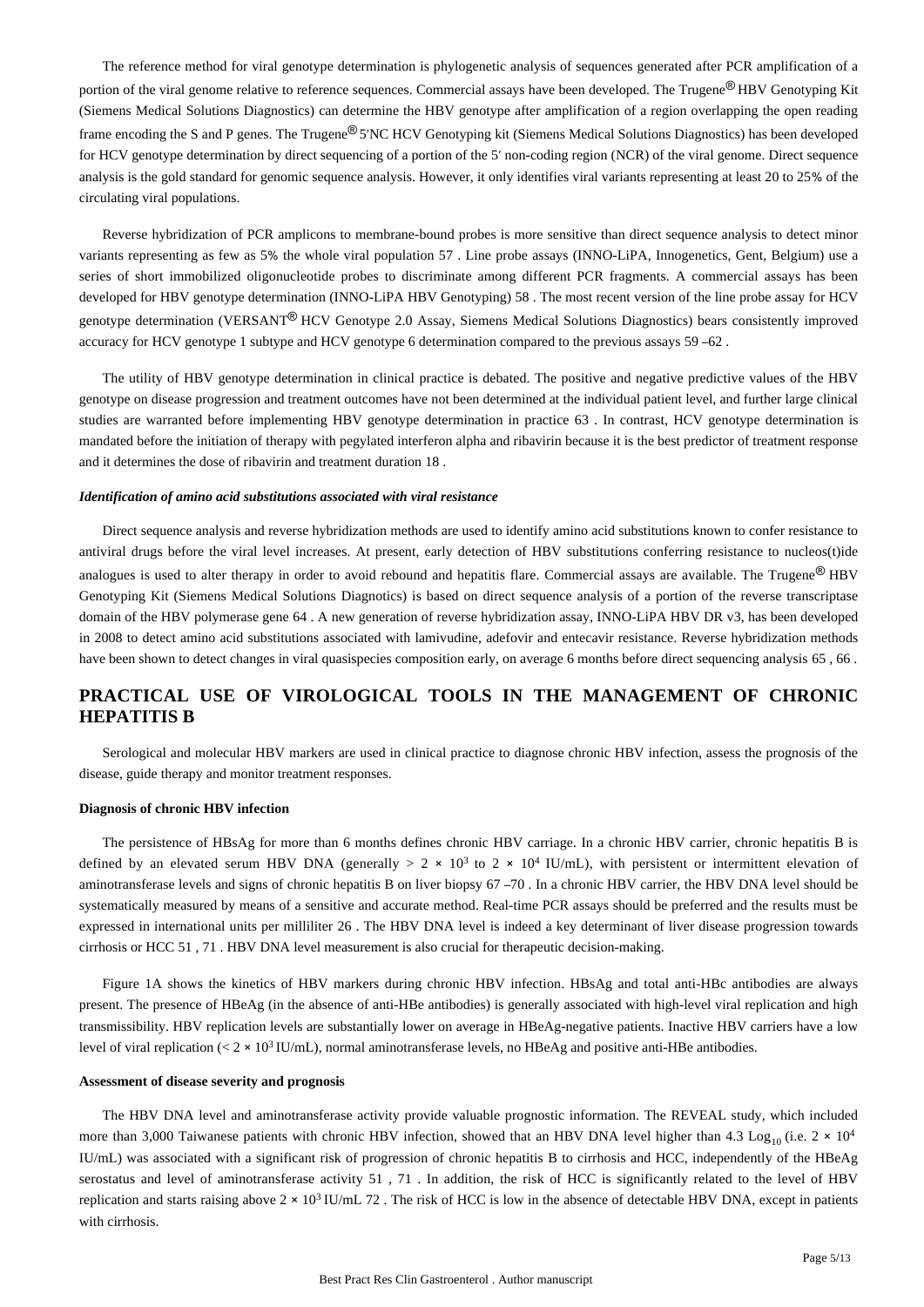The reference method for viral genotype determination is phylogenetic analysis of sequences generated after PCR amplification of a portion of the viral genome relative to reference sequences. Commercial assays have been developed. The Trugene® HBV Genotyping Kit (Siemens Medical Solutions Diagnostics) can determine the HBV genotype after amplification of a region overlapping the open reading frame encoding the S and P genes. The Trugene® 5′NC HCV Genotyping kit (Siemens Medical Solutions Diagnostics) has been developed for HCV genotype determination by direct sequencing of a portion of the 5′ non-coding region (NCR) of the viral genome. Direct sequence analysis is the gold standard for genomic sequence analysis. However, it only identifies viral variants representing at least 20 to 25% of the circulating viral populations.

Reverse hybridization of PCR amplicons to membrane-bound probes is more sensitive than direct sequence analysis to detect minor variants representing as few as 5% the whole viral population 57 . Line probe assays (INNO-LiPA, Innogenetics, Gent, Belgium) use a series of short immobilized oligonucleotide probes to discriminate among different PCR fragments. A commercial assays has been developed for HBV genotype determination (INNO-LiPA HBV Genotyping) 58 . The most recent version of the line probe assay for HCV genotype determination (VERSANT® HCV Genotype 2.0 Assay, Siemens Medical Solutions Diagnostics) bears consistently improved accuracy for HCV genotype 1 subtype and HCV genotype 6 determination compared to the previous assays 59 –62 .

The utility of HBV genotype determination in clinical practice is debated. The positive and negative predictive values of the HBV genotype on disease progression and treatment outcomes have not been determined at the individual patient level, and further large clinical studies are warranted before implementing HBV genotype determination in practice 63 . In contrast, HCV genotype determination is mandated before the initiation of therapy with pegylated interferon alpha and ribavirin because it is the best predictor of treatment response and it determines the dose of ribavirin and treatment duration 18 .

#### *Identification of amino acid substitutions associated with viral resistance*

Direct sequence analysis and reverse hybridization methods are used to identify amino acid substitutions known to confer resistance to antiviral drugs before the viral level increases. At present, early detection of HBV substitutions conferring resistance to nucleos(t)ide analogues is used to alter therapy in order to avoid rebound and hepatitis flare. Commercial assays are available. The Trugene® HBV Genotyping Kit (Siemens Medical Solutions Diagnotics) is based on direct sequence analysis of a portion of the reverse transcriptase domain of the HBV polymerase gene 64 . A new generation of reverse hybridization assay, INNO-LiPA HBV DR v3, has been developed in 2008 to detect amino acid substitutions associated with lamivudine, adefovir and entecavir resistance. Reverse hybridization methods have been shown to detect changes in viral quasispecies composition early, on average 6 months before direct sequencing analysis 65 , 66 .

## PRACTICAL USE OF VIROLOGICAL TOOLS IN THE MANAGEMENT OF CHRONIC HEPATITIS B

Serological and molecular HBV markers are used in clinical practice to diagnose chronic HBV infection, assess the prognosis of the disease, guide therapy and monitor treatment responses.

### Diagnosis of chronic HBV infection

The persistence of HBsAg for more than 6 months defines chronic HBV carriage. In a chronic HBV carrier, chronic hepatitis B is defined by an elevated serum HBV DNA (generally $> 2 \times 10^3$ to $2 \times 10^4$ IU/mL), with persistent or intermittent elevation of aminotransferase levels and signs of chronic hepatitis B on liver biopsy 67 –70 . In a chronic HBV carrier, the HBV DNA level should be systematically measured by means of a sensitive and accurate method. Real-time PCR assays should be preferred and the results must be expressed in international units per milliliter 26 . The HBV DNA level is indeed a key determinant of liver disease progression towards cirrhosis or HCC 51 , 71 . HBV DNA level measurement is also crucial for therapeutic decision-making.

Figure 1A shows the kinetics of HBV markers during chronic HBV infection. HBsAg and total anti-HBc antibodies are always present. The presence of HBeAg (in the absence of anti-HBe antibodies) is generally associated with high-level viral replication and high transmissibility. HBV replication levels are substantially lower on average in HBeAg-negative patients. Inactive HBV carriers have a low level of viral replication ($< 2 \times 10^3$ IU/mL), normal aminotransferase levels, no HBeAg and positive anti-HBe antibodies.

### Assessment of disease severity and prognosis

The HBV DNA level and aminotransferase activity provide valuable prognostic information. The REVEAL study, which included more than 3,000 Taiwanese patients with chronic HBV infection, showed that an HBV DNA level higher than 4.3 $\text{Log}_{10}$ (i.e. $2 \times 10^4$ IU/mL) was associated with a significant risk of progression of chronic hepatitis B to cirrhosis and HCC, independently of the HBeAg serostatus and level of aminotransferase activity 51 , 71 . In addition, the risk of HCC is significantly related to the level of HBV replication and starts raising above $2 \times 10^3$ IU/mL 72 . The risk of HCC is low in the absence of detectable HBV DNA, except in patients with cirrhosis.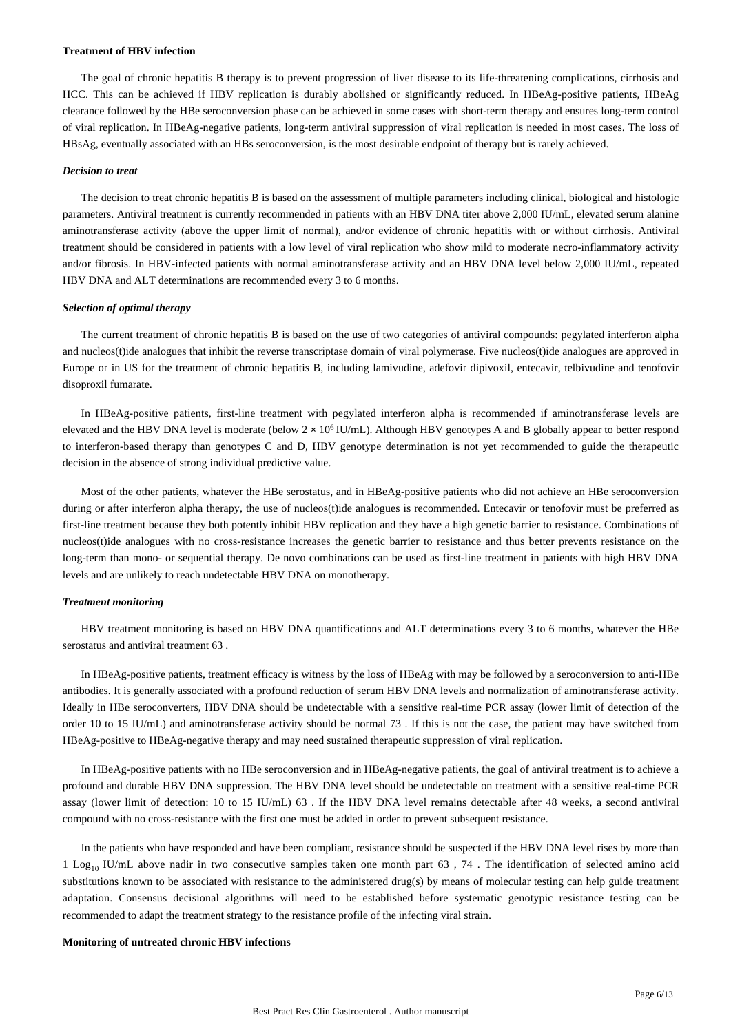## Treatment of HBV infection

The goal of chronic hepatitis B therapy is to prevent progression of liver disease to its life-threatening complications, cirrhosis and HCC. This can be achieved if HBV replication is durably abolished or significantly reduced. In HBeAg-positive patients, HBeAg clearance followed by the HBe seroconversion phase can be achieved in some cases with short-term therapy and ensures long-term control of viral replication. In HBeAg-negative patients, long-term antiviral suppression of viral replication is needed in most cases. The loss of HBsAg, eventually associated with an HBs seroconversion, is the most desirable endpoint of therapy but is rarely achieved.

### *Decision to treat*

The decision to treat chronic hepatitis B is based on the assessment of multiple parameters including clinical, biological and histologic parameters. Antiviral treatment is currently recommended in patients with an HBV DNA titer above 2,000 IU/mL, elevated serum alanine aminotransferase activity (above the upper limit of normal), and/or evidence of chronic hepatitis with or without cirrhosis. Antiviral treatment should be considered in patients with a low level of viral replication who show mild to moderate necro-inflammatory activity and/or fibrosis. In HBV-infected patients with normal aminotransferase activity and an HBV DNA level below 2,000 IU/mL, repeated HBV DNA and ALT determinations are recommended every 3 to 6 months.

### *Selection of optimal therapy*

The current treatment of chronic hepatitis B is based on the use of two categories of antiviral compounds: pegylated interferon alpha and nucleos(t)ide analogues that inhibit the reverse transcriptase domain of viral polymerase. Five nucleos(t)ide analogues are approved in Europe or in US for the treatment of chronic hepatitis B, including lamivudine, adefovir dipivoxil, entecavir, telbivudine and tenofovir disoproxil fumarate.

In HBeAg-positive patients, first-line treatment with pegylated interferon alpha is recommended if aminotransferase levels are elevated and the HBV DNA level is moderate (below $2 \times 10^6$ IU/mL). Although HBV genotypes A and B globally appear to better respond to interferon-based therapy than genotypes C and D, HBV genotype determination is not yet recommended to guide the therapeutic decision in the absence of strong individual predictive value.

Most of the other patients, whatever the HBe serostatus, and in HBeAg-positive patients who did not achieve an HBe seroconversion during or after interferon alpha therapy, the use of nucleos(t)ide analogues is recommended. Entecavir or tenofovir must be preferred as first-line treatment because they both potently inhibit HBV replication and they have a high genetic barrier to resistance. Combinations of nucleos(t)ide analogues with no cross-resistance increases the genetic barrier to resistance and thus better prevents resistance on the long-term than mono- or sequential therapy. De novo combinations can be used as first-line treatment in patients with high HBV DNA levels and are unlikely to reach undetectable HBV DNA on monotherapy.

### *Treatment monitoring*

HBV treatment monitoring is based on HBV DNA quantifications and ALT determinations every 3 to 6 months, whatever the HBe serostatus and antiviral treatment 63 .

In HBeAg-positive patients, treatment efficacy is witness by the loss of HBeAg with may be followed by a seroconversion to anti-HBe antibodies. It is generally associated with a profound reduction of serum HBV DNA levels and normalization of aminotransferase activity. Ideally in HBe seroconverters, HBV DNA should be undetectable with a sensitive real-time PCR assay (lower limit of detection of the order 10 to 15 IU/mL) and aminotransferase activity should be normal 73 . If this is not the case, the patient may have switched from HBeAg-positive to HBeAg-negative therapy and may need sustained therapeutic suppression of viral replication.

In HBeAg-positive patients with no HBe seroconversion and in HBeAg-negative patients, the goal of antiviral treatment is to achieve a profound and durable HBV DNA suppression. The HBV DNA level should be undetectable on treatment with a sensitive real-time PCR assay (lower limit of detection: 10 to 15 IU/mL) 63 . If the HBV DNA level remains detectable after 48 weeks, a second antiviral compound with no cross-resistance with the first one must be added in order to prevent subsequent resistance.

In the patients who have responded and have been compliant, resistance should be suspected if the HBV DNA level rises by more than 1 $\text{Log}_{10}$ IU/mL above nadir in two consecutive samples taken one month part 63 , 74 . The identification of selected amino acid substitutions known to be associated with resistance to the administered drug(s) by means of molecular testing can help guide treatment adaptation. Consensus decisional algorithms will need to be established before systematic genotypic resistance testing can be recommended to adapt the treatment strategy to the resistance profile of the infecting viral strain.

## Monitoring of untreated chronic HBV infections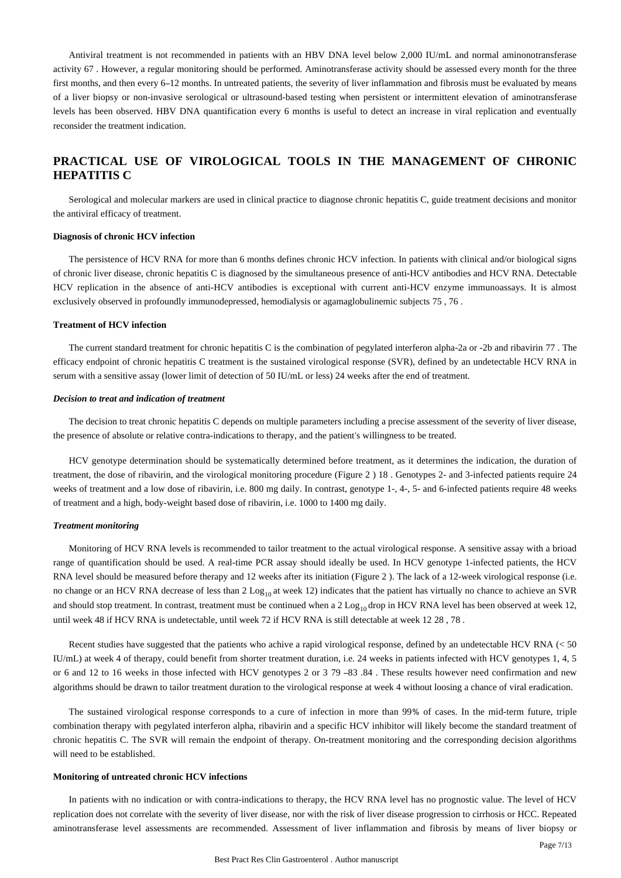Antiviral treatment is not recommended in patients with an HBV DNA level below 2,000 IU/mL and normal aminonotransferase activity 67 . However, a regular monitoring should be performed. Aminotransferase activity should be assessed every month for the three first months, and then every 6–12 months. In untreated patients, the severity of liver inflammation and fibrosis must be evaluated by means of a liver biopsy or non-invasive serological or ultrasound-based testing when persistent or intermittent elevation of aminotransferase levels has been observed. HBV DNA quantification every 6 months is useful to detect an increase in viral replication and eventually reconsider the treatment indication.

## PRACTICAL USE OF VIROLOGICAL TOOLS IN THE MANAGEMENT OF CHRONIC HEPATITIS C

Serological and molecular markers are used in clinical practice to diagnose chronic hepatitis C, guide treatment decisions and monitor the antiviral efficacy of treatment.

### Diagnosis of chronic HCV infection

The persistence of HCV RNA for more than 6 months defines chronic HCV infection. In patients with clinical and/or biological signs of chronic liver disease, chronic hepatitis C is diagnosed by the simultaneous presence of anti-HCV antibodies and HCV RNA. Detectable HCV replication in the absence of anti-HCV antibodies is exceptional with current anti-HCV enzyme immunoassays. It is almost exclusively observed in profoundly immunodepressed, hemodialysis or agamaglobulinemic subjects 75 , 76 .

### Treatment of HCV infection

The current standard treatment for chronic hepatitis C is the combination of pegylated interferon alpha-2a or -2b and ribavirin 77 . The efficacy endpoint of chronic hepatitis C treatment is the sustained virological response (SVR), defined by an undetectable HCV RNA in serum with a sensitive assay (lower limit of detection of 50 IU/mL or less) 24 weeks after the end of treatment.

#### *Decision to treat and indication of treatment*

The decision to treat chronic hepatitis C depends on multiple parameters including a precise assessment of the severity of liver disease, the presence of absolute or relative contra-indications to therapy, and the patient's willingness to be treated.

HCV genotype determination should be systematically determined before treatment, as it determines the indication, the duration of treatment, the dose of ribavirin, and the virological monitoring procedure (Figure 2 ) 18 . Genotypes 2- and 3-infected patients require 24 weeks of treatment and a low dose of ribavirin, i.e. 800 mg daily. In contrast, genotype 1-, 4-, 5- and 6-infected patients require 48 weeks of treatment and a high, body-weight based dose of ribavirin, i.e. 1000 to 1400 mg daily.

#### *Treatment monitoring*

Monitoring of HCV RNA levels is recommended to tailor treatment to the actual virological response. A sensitive assay with a brioad range of quantification should be used. A real-time PCR assay should ideally be used. In HCV genotype 1-infected patients, the HCV RNA level should be measured before therapy and 12 weeks after its initiation (Figure 2 ). The lack of a 12-week virological response (i.e. no change or an HCV RNA decrease of less than 2 $\text{Log}_{10}$ at week 12) indicates that the patient has virtually no chance to achieve an SVR and should stop treatment. In contrast, treatment must be continued when a 2 $\text{Log}_{10}$ drop in HCV RNA level has been observed at week 12, until week 48 if HCV RNA is undetectable, until week 72 if HCV RNA is still detectable at week 12 28 , 78 .

Recent studies have suggested that the patients who achive a rapid virological response, defined by an undetectable HCV RNA (< 50 IU/mL) at week 4 of therapy, could benefit from shorter treatment duration, i.e. 24 weeks in patients infected with HCV genotypes 1, 4, 5 or 6 and 12 to 16 weeks in those infected with HCV genotypes 2 or 3 79 –83 .84 . These results however need confirmation and new algorithms should be drawn to tailor treatment duration to the virological response at week 4 without loosing a chance of viral eradication.

The sustained virological response corresponds to a cure of infection in more than 99% of cases. In the mid-term future, triple combination therapy with pegylated interferon alpha, ribavirin and a specific HCV inhibitor will likely become the standard treatment of chronic hepatitis C. The SVR will remain the endpoint of therapy. On-treatment monitoring and the corresponding decision algorithms will need to be established.

### Monitoring of untreated chronic HCV infections

In patients with no indication or with contra-indications to therapy, the HCV RNA level has no prognostic value. The level of HCV replication does not correlate with the severity of liver disease, nor with the risk of liver disease progression to cirrhosis or HCC. Repeated aminotransferase level assessments are recommended. Assessment of liver inflammation and fibrosis by means of liver biopsy or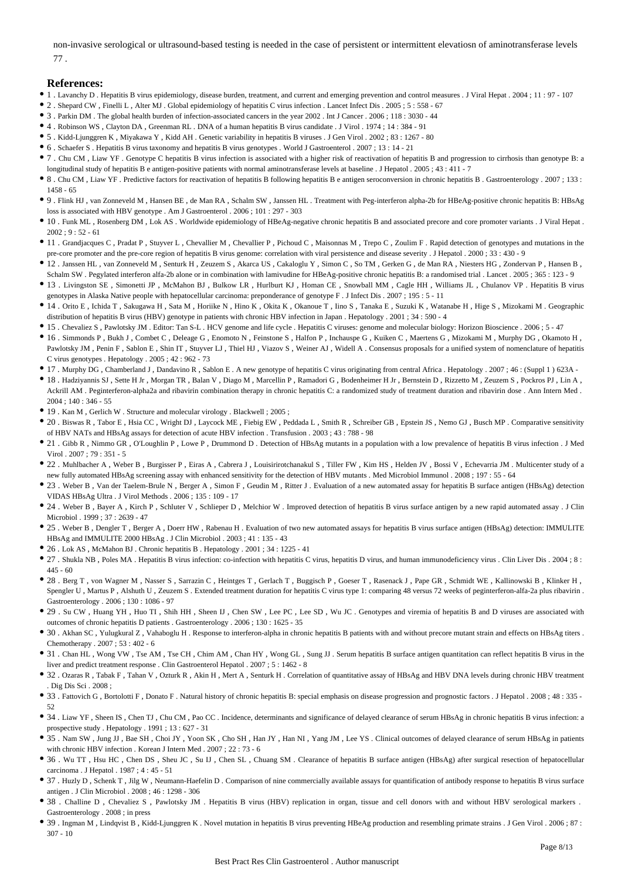non-invasive serological or ultrasound-based testing is needed in the case of persistent or intermittent elevatiosn of aminotransferase levels 77 .

## References:

- 1 . Lavanchy D . Hepatitis B virus epidemiology, disease burden, treatment, and current and emerging prevention and control measures . J Viral Hepat . 2004 ; 11 : 97 - 107
- 2 . Shepard CW , Finelli L , Alter MJ . Global epidemiology of hepatitis C virus infection . Lancet Infect Dis . 2005 ; 5 : 558 - 67
- 3 . Parkin DM . The global health burden of infection-associated cancers in the year 2002 . Int J Cancer . 2006 ; 118 : 3030 - 44
- 4 . Robinson WS , Clayton DA , Greenman RL . DNA of a human hepatitis B virus candidate . J Virol . 1974 ; 14 : 384 - 91
- 5 . Kidd-Ljunggren K , Miyakawa Y , Kidd AH . Genetic variability in hepatitis B viruses . J Gen Virol . 2002 ; 83 : 1267 - 80
- 6 . Schaefer S . Hepatitis B virus taxonomy and hepatitis B virus genotypes . World J Gastroenterol . 2007 ; 13 : 14 - 21
- 7 . Chu CM , Liaw YF . Genotype C hepatitis B virus infection is associated with a higher risk of reactivation of hepatitis B and progression to cirrhosis than genotype B: a longitudinal study of hepatitis B e antigen-positive patients with normal aminotransferase levels at baseline . J Hepatol . 2005 ; 43 : 411 - 7
- 8 . Chu CM , Liaw YF . Predictive factors for reactivation of hepatitis B following hepatitis B e antigen seroconversion in chronic hepatitis B . Gastroenterology . 2007 ; 133 : 1458 - 65
- 9 . Flink HJ , van Zonneveld M , Hansen BE , de Man RA , Schalm SW , Janssen HL . Treatment with Peg-interferon alpha-2b for HBeAg-positive chronic hepatitis B: HBsAg loss is associated with HBV genotype . Am J Gastroenterol . 2006 ; 101 : 297 - 303
- 10 . Funk ML , Rosenberg DM , Lok AS . Worldwide epidemiology of HBeAg-negative chronic hepatitis B and associated precore and core promoter variants . J Viral Hepat . 2002 ; 9 : 52 - 61
- 11 . Grandjacques C , Pradat P , Stuyver L , Chevallier M , Chevallier P , Pichoud C , Maisonnas M , Trepo C , Zoulim F . Rapid detection of genotypes and mutations in the pre-core promoter and the pre-core region of hepatitis B virus genome: correlation with viral persistence and disease severity . J Hepatol . 2000 ; 33 : 430 - 9
- 12 . Janssen HL , van Zonneveld M , Senturk H , Zeuzem S , Akarca US , Cakaloglu Y , Simon C , So TM , Gerken G , de Man RA , Niesters HG , Zondervan P , Hansen B , Schalm SW . Pegylated interferon alfa-2b alone or in combination with lamivudine for HBeAg-positive chronic hepatitis B: a randomised trial . Lancet . 2005 ; 365 : 123 - 9
- 13 . Livingston SE , Simonetti JP , McMahon BJ , Bulkow LR , Hurlburt KJ , Homan CE , Snowball MM , Cagle HH , Williams JL , Chulanov VP . Hepatitis B virus genotypes in Alaska Native people with hepatocellular carcinoma: preponderance of genotype F . J Infect Dis . 2007 ; 195 : 5 - 11
- 14 . Orito E , Ichida T , Sakugawa H , Sata M , Horiike N , Hino K , Okita K , Okanoue T , Iino S , Tanaka E , Suzuki K , Watanabe H , Hige S , Mizokami M . Geographic distribution of hepatitis B virus (HBV) genotype in patients with chronic HBV infection in Japan . Hepatology . 2001 ; 34 : 590 - 4
- 15 . Chevaliez S , Pawlotsky JM . Editor: Tan S-L . HCV genome and life cycle . Hepatitis C viruses: genome and molecular biology: Horizon Bioscience . 2006 ; 5 - 47
- 16 . Simmonds P , Bukh J , Combet C , Deleage G , Enomoto N , Feinstone S , Halfon P , Inchauspe G , Kuiken C , Maertens G , Mizokami M , Murphy DG , Okamoto H , Pawlotsky JM , Penin F , Sablon E , Shin IT , Stuyver LJ , Thiel HJ , Viazov S , Weiner AJ , Widell A . Consensus proposals for a unified system of nomenclature of hepatitis C virus genotypes . Hepatology . 2005 ; 42 : 962 - 73
- 17 . Murphy DG , Chamberland J , Dandavino R , Sablon E . A new genotype of hepatitis C virus originating from central Africa . Hepatology . 2007 ; 46 : (Suppl 1 ) 623A -
- 18 . Hadziyannis SJ , Sette H Jr , Morgan TR , Balan V , Diago M , Marcellin P , Ramadori G , Bodenheimer H Jr , Bernstein D , Rizzetto M , Zeuzem S , Pockros PJ , Lin A , Ackrill AM . Peginterferon-alpha2a and ribavirin combination therapy in chronic hepatitis C: a randomized study of treatment duration and ribavirin dose . Ann Intern Med . 2004 ; 140 : 346 - 55
- 19 . Kan M , Gerlich W . Structure and molecular virology . Blackwell ; 2005 ;
- 20 . Biswas R , Tabor E , Hsia CC , Wright DJ , Laycock ME , Fiebig EW , Peddada L , Smith R , Schreiber GB , Epstein JS , Nemo GJ , Busch MP . Comparative sensitivity of HBV NATs and HBsAg assays for detection of acute HBV infection . Transfusion . 2003 ; 43 : 788 - 98
- 21 . Gibb R , Nimmo GR , O'Loughlin P , Lowe P , Drummond D . Detection of HBsAg mutants in a population with a low prevalence of hepatitis B virus infection . J Med Virol . 2007 ; 79 : 351 - 5
- 22 . Muhlbacher A , Weber B , Burgisser P , Eiras A , Cabrera J , Louisirirotchanakul S , Tiller FW , Kim HS , Helden JV , Bossi V , Echevarria JM . Multicenter study of a new fully automated HBsAg screening assay with enhanced sensitivity for the detection of HBV mutants . Med Microbiol Immunol . 2008 ; 197 : 55 - 64
- 23 . Weber B , Van der Taelem-Brule N , Berger A , Simon F , Geudin M , Ritter J . Evaluation of a new automated assay for hepatitis B surface antigen (HBsAg) detection VIDAS HBsAg Ultra . J Virol Methods . 2006 ; 135 : 109 - 17
- 24 . Weber B , Bayer A , Kirch P , Schluter V , Schlieper D , Melchior W . Improved detection of hepatitis B virus surface antigen by a new rapid automated assay . J Clin Microbiol . 1999 ; 37 : 2639 - 47
- 25 . Weber B , Dengler T , Berger A , Doerr HW , Rabenau H . Evaluation of two new automated assays for hepatitis B virus surface antigen (HBsAg) detection: IMMULITE HBsAg and IMMULITE 2000 HBsAg . J Clin Microbiol . 2003 ; 41 : 135 - 43
- 26 . Lok AS , McMahon BJ . Chronic hepatitis B . Hepatology . 2001 ; 34 : 1225 - 41
- 27 . Shukla NB , Poles MA . Hepatitis B virus infection: co-infection with hepatitis C virus, hepatitis D virus, and human immunodeficiency virus . Clin Liver Dis . 2004 ; 8 : 445 - 60
- 28 . Berg T , von Wagner M , Nasser S , Sarrazin C , Heintges T , Gerlach T , Buggisch P , Goeser T , Rasenack J , Pape GR , Schmidt WE , Kallinowski B , Klinker H , Spengler U , Martus P , Alshuth U , Zeuzem S . Extended treatment duration for hepatitis C virus type 1: comparing 48 versus 72 weeks of peginterferon-alfa-2a plus ribavirin . Gastroenterology . 2006 ; 130 : 1086 - 97
- 29 . Su CW , Huang YH , Huo TI , Shih HH , Sheen IJ , Chen SW , Lee PC , Lee SD , Wu JC . Genotypes and viremia of hepatitis B and D viruses are associated with outcomes of chronic hepatitis D patients . Gastroenterology . 2006 ; 130 : 1625 - 35
- 30 . Akhan SC , Yulugkural Z , Vahaboglu H . Response to interferon-alpha in chronic hepatitis B patients with and without precore mutant strain and effects on HBsAg titers . Chemotherapy . 2007 ; 53 : 402 - 6
- 31 . Chan HL , Wong VW , Tse AM , Tse CH , Chim AM , Chan HY , Wong GL , Sung JJ . Serum hepatitis B surface antigen quantitation can reflect hepatitis B virus in the liver and predict treatment response . Clin Gastroenterol Hepatol . 2007 ; 5 : 1462 - 8
- 32 . Ozaras R , Tabak F , Tahan V , Ozturk R , Akin H , Mert A , Senturk H . Correlation of quantitative assay of HBsAg and HBV DNA levels during chronic HBV treatment . Dig Dis Sci . 2008 ;
- 33 . Fattovich G , Bortolotti F , Donato F . Natural history of chronic hepatitis B: special emphasis on disease progression and prognostic factors . J Hepatol . 2008 ; 48 : 335 - 52
- 34 . Liaw YF , Sheen IS , Chen TJ , Chu CM , Pao CC . Incidence, determinants and significance of delayed clearance of serum HBsAg in chronic hepatitis B virus infection: a prospective study . Hepatology . 1991 ; 13 : 627 - 31
- 35 . Nam SW , Jung JJ , Bae SH , Choi JY , Yoon SK , Cho SH , Han JY , Han NI , Yang JM , Lee YS . Clinical outcomes of delayed clearance of serum HBsAg in patients with chronic HBV infection . Korean J Intern Med . 2007 ; 22 : 73 - 6
- 36 . Wu TT , Hsu HC , Chen DS , Sheu JC , Su IJ , Chen SL , Chuang SM . Clearance of hepatitis B surface antigen (HBsAg) after surgical resection of hepatocellular carcinoma . J Hepatol . 1987 ; 4 : 45 - 51
- 37 . Huzly D , Schenk T , Jilg W , Neumann-Haefelin D . Comparison of nine commercially available assays for quantification of antibody response to hepatitis B virus surface antigen . J Clin Microbiol . 2008 ; 46 : 1298 - 306
- 38 . Challine D , Chevaliez S , Pawlotsky JM . Hepatitis B virus (HBV) replication in organ, tissue and cell donors with and without HBV serological markers . Gastroenterology . 2008 ; in press
- 39 . Ingman M , Lindqvist B , Kidd-Ljunggren K . Novel mutation in hepatitis B virus preventing HBeAg production and resembling primate strains . J Gen Virol . 2006 ; 87 : 307 - 10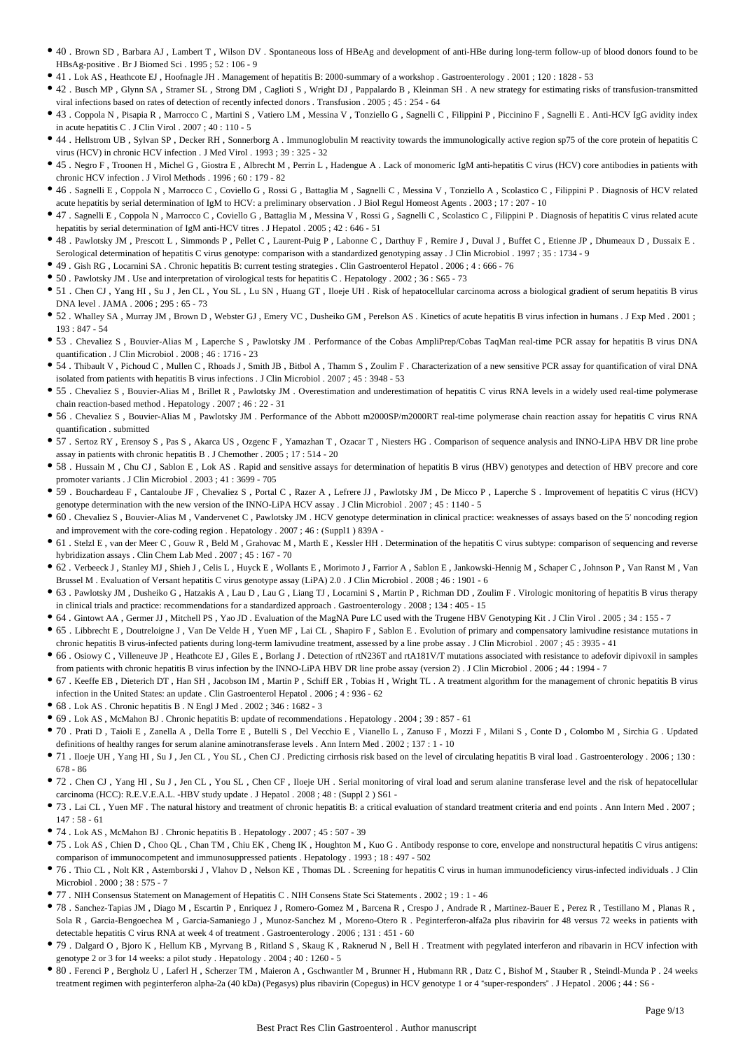- 40 . Brown SD , Barbara AJ , Lambert T , Wilson DV . Spontaneous loss of HBeAg and development of anti-HBe during long-term follow-up of blood donors found to be HBsAg-positive . Br J Biomed Sci . 1995 ; 52 : 106 - 9
- 41 . Lok AS , Heathcote EJ , Hoofnagle JH . Management of hepatitis B: 2000-summary of a workshop . Gastroenterology . 2001 ; 120 : 1828 - 53
- 42 . Busch MP , Glynn SA , Stramer SL , Strong DM , Caglioti S , Wright DJ , Pappalardo B , Kleinman SH . A new strategy for estimating risks of transfusion-transmitted viral infections based on rates of detection of recently infected donors . Transfusion . 2005 ; 45 : 254 - 64
- 43 . Coppola N , Pisapia R , Marrocco C , Martini S , Vatiero LM , Messina V , Tonziello G , Sagnelli C , Filippini P , Piccinino F , Sagnelli E . Anti-HCV IgG avidity index in acute hepatitis C . J Clin Virol . 2007 ; 40 : 110 - 5
- 44 . Hellstrom UB , Sylvan SP , Decker RH , Sonnerborg A . Immunoglobulin M reactivity towards the immunologically active region sp75 of the core protein of hepatitis C virus (HCV) in chronic HCV infection . J Med Virol . 1993 ; 39 : 325 - 32
- 45 . Negro F , Troonen H , Michel G , Giostra E , Albrecht M , Perrin L , Hadengue A . Lack of monomeric IgM anti-hepatitis C virus (HCV) core antibodies in patients with chronic HCV infection . J Virol Methods . 1996 ; 60 : 179 - 82
- 46 . Sagnelli E , Coppola N , Marrocco C , Coviello G , Rossi G , Battaglia M , Sagnelli C , Messina V , Tonziello A , Scolastico C , Filippini P . Diagnosis of HCV related acute hepatitis by serial determination of IgM to HCV: a preliminary observation . J Biol Regul Homeost Agents . 2003 ; 17 : 207 - 10
- 47 . Sagnelli E , Coppola N , Marrocco C , Coviello G , Battaglia M , Messina V , Rossi G , Sagnelli C , Scolastico C , Filippini P . Diagnosis of hepatitis C virus related acute hepatitis by serial determination of IgM anti-HCV titres . J Hepatol . 2005 ; 42 : 646 - 51
- 48 . Pawlotsky JM , Prescott L , Simmonds P , Pellet C , Laurent-Puig P , Labonne C , Darthuy F , Remire J , Duval J , Buffet C , Etienne JP , Dhumeaux D , Dussaix E . Serological determination of hepatitis C virus genotype: comparison with a standardized genotyping assay . J Clin Microbiol . 1997 ; 35 : 1734 - 9
- 49 . Gish RG , Locarnini SA . Chronic hepatitis B: current testing strategies . Clin Gastroenterol Hepatol . 2006 ; 4 : 666 - 76
- 50 . Pawlotsky JM . Use and interpretation of virological tests for hepatitis C . Hepatology . 2002 ; 36 : S65 - 73
- 51 . Chen CJ , Yang HI , Su J , Jen CL , You SL , Lu SN , Huang GT , Iloeje UH . Risk of hepatocellular carcinoma across a biological gradient of serum hepatitis B virus DNA level . JAMA . 2006 ; 295 : 65 - 73
- 52 . Whalley SA , Murray JM , Brown D , Webster GJ , Emery VC , Dusheiko GM , Perelson AS . Kinetics of acute hepatitis B virus infection in humans . J Exp Med . 2001 ; 193 : 847 - 54
- 53 . Chevaliez S , Bouvier-Alias M , Laperche S , Pawlotsky JM . Performance of the Cobas AmpliPrep/Cobas TaqMan real-time PCR assay for hepatitis B virus DNA quantification . J Clin Microbiol . 2008 ; 46 : 1716 - 23
- 54 . Thibault V , Pichoud C , Mullen C , Rhoads J , Smith JB , Bitbol A , Thamm S , Zoulim F . Characterization of a new sensitive PCR assay for quantification of viral DNA isolated from patients with hepatitis B virus infections . J Clin Microbiol . 2007 ; 45 : 3948 - 53
- 55 . Chevaliez S , Bouvier-Alias M , Brillet R , Pawlotsky JM . Overestimation and underestimation of hepatitis C virus RNA levels in a widely used real-time polymerase chain reaction-based method . Hepatology . 2007 ; 46 : 22 - 31
- 56 . Chevaliez S , Bouvier-Alias M , Pawlotsky JM . Performance of the Abbott m2000SP/m2000RT real-time polymerase chain reaction assay for hepatitis C virus RNA quantification . submitted
- 57 . Sertoz RY , Erensoy S , Pas S , Akarca US , Ozgenc F , Yamazhan T , Ozacar T , Niesters HG . Comparison of sequence analysis and INNO-LiPA HBV DR line probe assay in patients with chronic hepatitis B . J Chemother . 2005 ; 17 : 514 - 20
- 58 . Hussain M , Chu CJ , Sablon E , Lok AS . Rapid and sensitive assays for determination of hepatitis B virus (HBV) genotypes and detection of HBV precore and core promoter variants . J Clin Microbiol . 2003 ; 41 : 3699 - 705
- 59 . Bouchardeau F , Cantaloube JF , Chevaliez S , Portal C , Razer A , Lefrere JJ , Pawlotsky JM , De Micco P , Laperche S . Improvement of hepatitis C virus (HCV) genotype determination with the new version of the INNO-LiPA HCV assay . J Clin Microbiol . 2007 ; 45 : 1140 - 5
- 60 . Chevaliez S , Bouvier-Alias M , Vandervenet C , Pawlotsky JM . HCV genotype determination in clinical practice: weaknesses of assays based on the 5′ noncoding region and improvement with the core-coding region . Hepatology . 2007 ; 46 : (Suppl1 ) 839A -
- 61 . Stelzl E , van der Meer C , Gouw R , Beld M , Grahovac M , Marth E , Kessler HH . Determination of the hepatitis C virus subtype: comparison of sequencing and reverse hybridization assays . Clin Chem Lab Med . 2007 ; 45 : 167 - 70
- 62 . Verbeeck J , Stanley MJ , Shieh J , Celis L , Huyck E , Wollants E , Morimoto J , Farrior A , Sablon E , Jankowski-Hennig M , Schaper C , Johnson P , Van Ranst M , Van Brussel M . Evaluation of Versant hepatitis C virus genotype assay (LiPA) 2.0 . J Clin Microbiol . 2008 ; 46 : 1901 - 6
- 63 . Pawlotsky JM , Dusheiko G , Hatzakis A , Lau D , Lau G , Liang TJ , Locarnini S , Martin P , Richman DD , Zoulim F . Virologic monitoring of hepatitis B virus therapy in clinical trials and practice: recommendations for a standardized approach . Gastroenterology . 2008 ; 134 : 405 - 15
- 64 . Gintowt AA , Germer JJ , Mitchell PS , Yao JD . Evaluation of the MagNA Pure LC used with the Trugene HBV Genotyping Kit . J Clin Virol . 2005 ; 34 : 155 - 7
- 65 . Libbrecht E , Doutreloigne J , Van De Velde H , Yuen MF , Lai CL , Shapiro F , Sablon E . Evolution of primary and compensatory lamivudine resistance mutations in chronic hepatitis B virus-infected patients during long-term lamivudine treatment, assessed by a line probe assay . J Clin Microbiol . 2007 ; 45 : 3935 - 41
- 66 . Osiowy C , Villeneuve JP , Heathcote EJ , Giles E , Borlang J . Detection of rtN236T and rtA181V/T mutations associated with resistance to adefovir dipivoxil in samples from patients with chronic hepatitis B virus infection by the INNO-LiPA HBV DR line probe assay (version 2) . J Clin Microbiol . 2006 ; 44 : 1994 - 7
- 67 . Keeffe EB , Dieterich DT , Han SH , Jacobson IM , Martin P , Schiff ER , Tobias H , Wright TL . A treatment algorithm for the management of chronic hepatitis B virus infection in the United States: an update . Clin Gastroenterol Hepatol . 2006 ; 4 : 936 - 62
- 68 . Lok AS . Chronic hepatitis B . N Engl J Med . 2002 ; 346 : 1682 - 3
- 69 . Lok AS , McMahon BJ . Chronic hepatitis B: update of recommendations . Hepatology . 2004 ; 39 : 857 - 61
- 70 . Prati D , Taioli E , Zanella A , Della Torre E , Butelli S , Del Vecchio E , Vianello L , Zanuso F , Mozzi F , Milani S , Conte D , Colombo M , Sirchia G . Updated definitions of healthy ranges for serum alanine aminotransferase levels . Ann Intern Med . 2002 ; 137 : 1 - 10
- 71 . Iloeje UH , Yang HI , Su J , Jen CL , You SL , Chen CJ . Predicting cirrhosis risk based on the level of circulating hepatitis B viral load . Gastroenterology . 2006 ; 130 : 678 - 86
- 72 . Chen CJ , Yang HI , Su J , Jen CL , You SL , Chen CF , Iloeje UH . Serial monitoring of viral load and serum alanine transferase level and the risk of hepatocellular carcinoma (HCC): R.E.V.E.A.L. -HBV study update . J Hepatol . 2008 ; 48 : (Suppl 2 ) S61 -
- 73 . Lai CL , Yuen MF . The natural history and treatment of chronic hepatitis B: a critical evaluation of standard treatment criteria and end points . Ann Intern Med . 2007 ; 147 : 58 - 61
- 74 . Lok AS , McMahon BJ . Chronic hepatitis B . Hepatology . 2007 ; 45 : 507 - 39
- 75 . Lok AS , Chien D , Choo QL , Chan TM , Chiu EK , Cheng IK , Houghton M , Kuo G . Antibody response to core, envelope and nonstructural hepatitis C virus antigens: comparison of immunocompetent and immunosuppressed patients . Hepatology . 1993 ; 18 : 497 - 502
- 76 . Thio CL , Nolt KR , Astemborski J , Vlahov D , Nelson KE , Thomas DL . Screening for hepatitis C virus in human immunodeficiency virus-infected individuals . J Clin Microbiol . 2000 ; 38 : 575 - 7
- 77 . NIH Consensus Statement on Management of Hepatitis C . NIH Consens State Sci Statements . 2002 ; 19 : 1 - 46
- 78 . Sanchez-Tapias JM , Diago M , Escartin P , Enriquez J , Romero-Gomez M , Barcena R , Crespo J , Andrade R , Martinez-Bauer E , Perez R , Testillano M , Planas R , Sola R , Garcia-Bengoechea M , Garcia-Samaniego J , Munoz-Sanchez M , Moreno-Otero R . Peginterferon-alfa2a plus ribavirin for 48 versus 72 weeks in patients with detectable hepatitis C virus RNA at week 4 of treatment . Gastroenterology . 2006 ; 131 : 451 - 60
- 79 . Dalgard O , Bjoro K , Hellum KB , Myrvang B , Ritland S , Skaug K , Raknerud N , Bell H . Treatment with pegylated interferon and ribavarin in HCV infection with genotype 2 or 3 for 14 weeks: a pilot study . Hepatology . 2004 ; 40 : 1260 - 5
- 80 . Ferenci P , Bergholz U , Laferl H , Scherzer TM , Maieron A , Gschwantler M , Brunner H , Hubmann RR , Datz C , Bishof M , Stauber R , Steindl-Munda P . 24 weeks treatment regimen with peginterferon alpha-2a (40 kDa) (Pegasys) plus ribavirin (Copegus) in HCV genotype 1 or 4 "super-responders" . J Hepatol . 2006 ; 44 : S6 -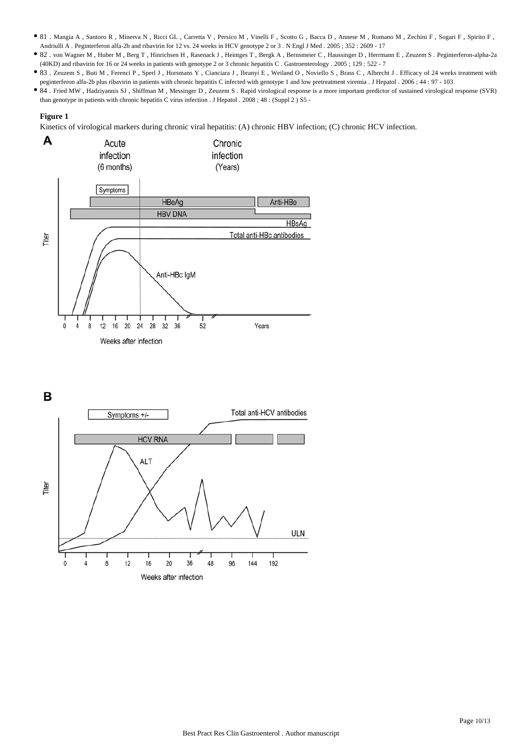- 81 . Mangia A , Santoro R , Minerva N , Ricci GL , Carretta V , Persico M , Vinelli F , Scotto G , Bacca D , Annese M , Romano M , Zechini F , Sogari F , Spirito F , Andriulli A . Peginterferon alfa-2b and ribavirin for 12 vs. 24 weeks in HCV genotype 2 or 3 . N Engl J Med . 2005 ; 352 : 2609 - 17
- 82 . von Wagner M , Huber M , Berg T , Hinrichsen H , Rasenack J , Heintges T , Bergk A , Bernsmeier C , Haussinger D , Herrmann E , Zeuzem S . Peginterferon-alpha-2a (40KD) and ribavirin for 16 or 24 weeks in patients with genotype 2 or 3 chronic hepatitis C . Gastroenterology . 2005 ; 129 : 522 - 7
- 83 . Zeuzem S , Buti M , Ferenci P , Sperl J , Horsmans Y , Cianciara J , Ibranyi E , Weiland O , Noviello S , Brass C , Albrecht J . Efficacy of 24 weeks treatment with peginterferon alfa-2b plus ribavirin in patients with chronic hepatitis C infected with genotype 1 and low pretreatment viremia . J Hepatol . 2006 ; 44 : 97 - 103
- 84 . Fried MW , Hadziyannis SJ , Shiffman M , Messinger D , Zeuzem S . Rapid virological response is a more important predictor of sustained virological response (SVR) than genotype in patients with chronic hepatitis C virus infection . J Hepatol . 2008 ; 48 : (Suppl 2 ) S5 -

**Figure 1**

Kinetics of virological markers during chronic viral hepatitis: (A) chronic HBV infection; (C) chronic HCV infection.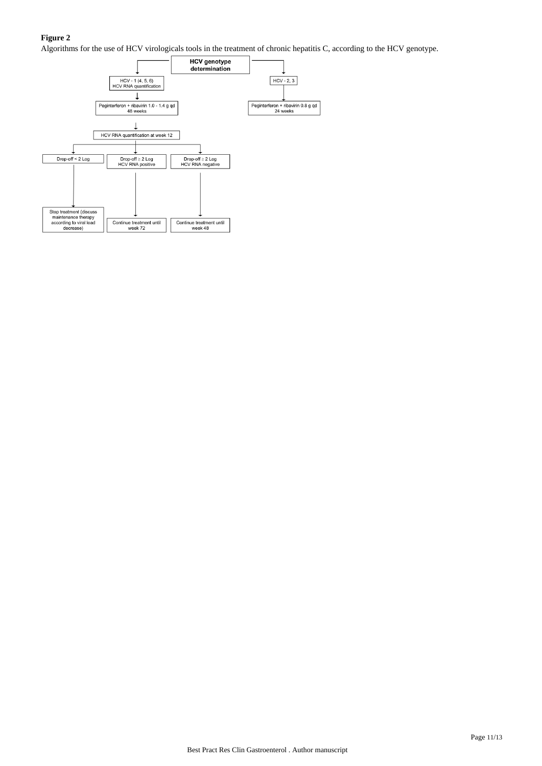**Figure 2**

Algorithms for the use of HCV virologicals tools in the treatment of chronic hepatitis C, according to the HCV genotype.

**HCV genotype determination**

HCV - 1 (4, 5, 6)
HCV RNA quantification

Peginterferon + ribavirin 1.0 - 1.4 g qd
48 weeks

HCV RNA quantification at week 12

Drop-off < 2 Log

Drop-off ≥ 2 Log
HCV RNA positive

Drop-off ≥ 2 Log
HCV RNA negative

Stop treatment (discuss maintenance therapy according to viral load decrease)

Continue treatment until week 72

Continue treatment until week 48

HCV - 2, 3

Peginterferon + ribavirin 0.8 g qd
24 weeks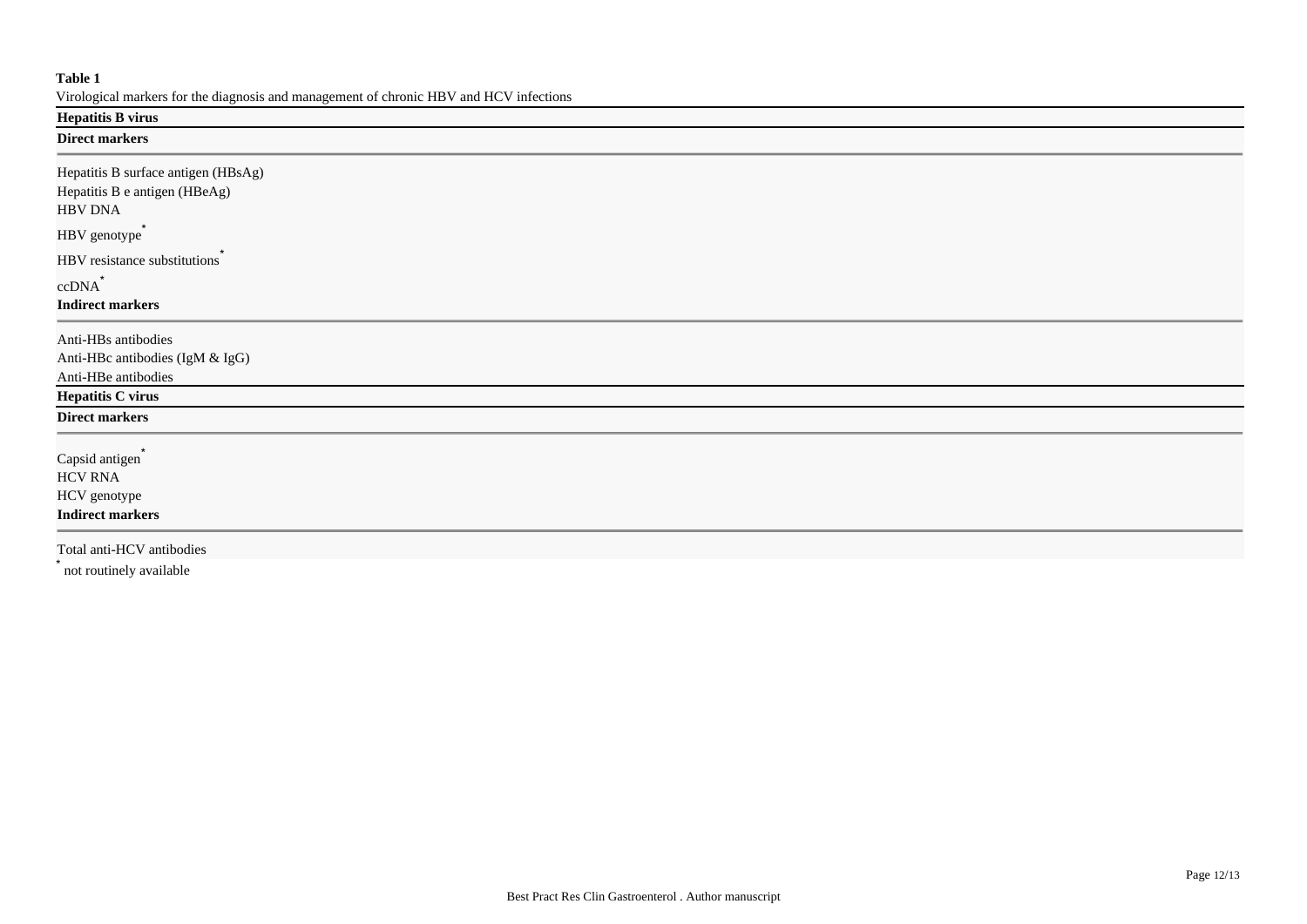**Table 1**

Virological markers for the diagnosis and management of chronic HBV and HCV infections

| **Hepatitis B virus** |
| --- |
| **Direct markers** |
| Hepatitis B surface antigen (HBsAg) |
| Hepatitis B e antigen (HBeAg) |
| HBV DNA |
| HBV genotype* |
| HBV resistance substitutions* |
| ccDNA* |
| **Indirect markers** |
| Anti-HBs antibodies |
| Anti-HBc antibodies (IgM & IgG) |
| Anti-HBe antibodies |
| **Hepatitis C virus** |
| **Direct markers** |
| Capsid antigen* |
| HCV RNA |
| HCV genotype |
| **Indirect markers** |
| Total anti-HCV antibodies |

* not routinely available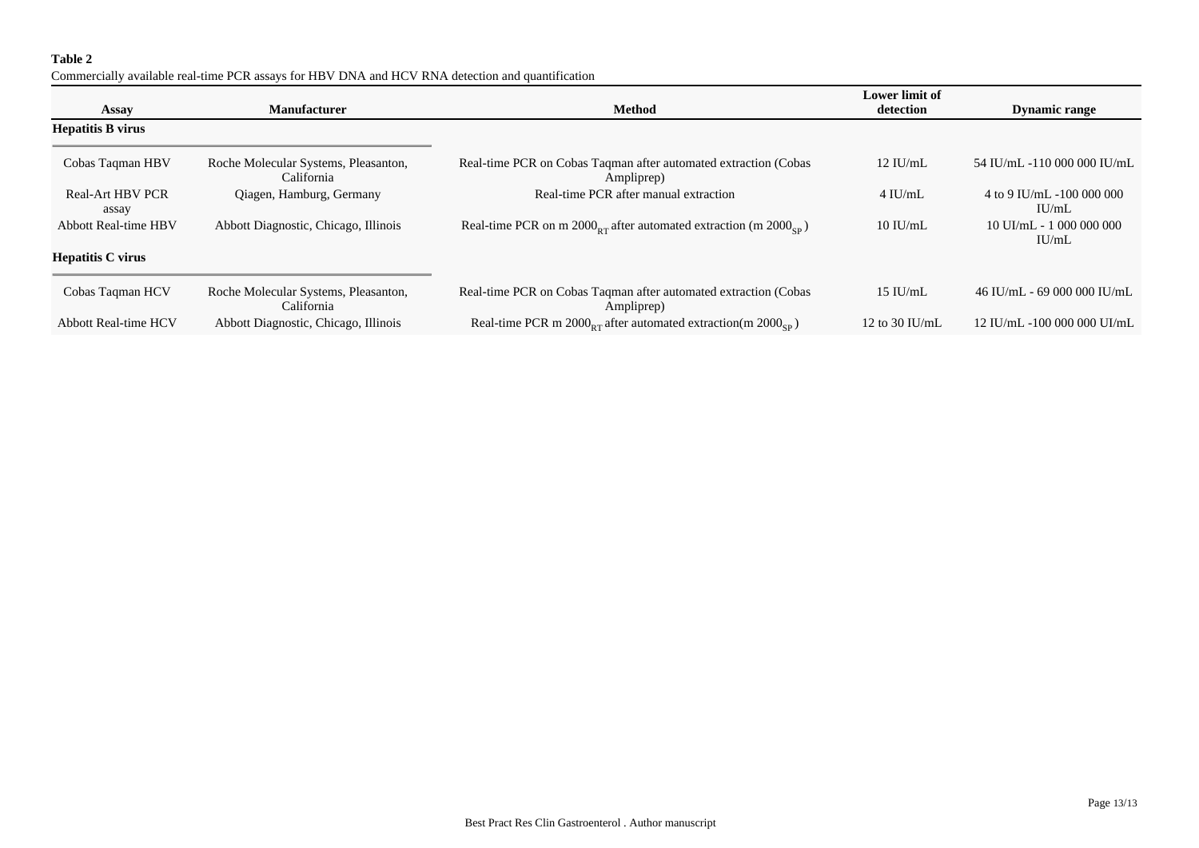**Table 2**

Commercially available real-time PCR assays for HBV DNA and HCV RNA detection and quantification

| Assay | Manufacturer | Method | Lower limit of detection | Dynamic range |
|---|---|---|---|---|
| **Hepatitis B virus** | | | | |
| Cobas Taqman HBV | Roche Molecular Systems, Pleasanton, California | Real-time PCR on Cobas Taqman after automated extraction (Cobas Ampliprep) | 12 IU/mL | 54 IU/mL -110 000 000 IU/mL |
| Real-Art HBV PCR assay | Qiagen, Hamburg, Germany | Real-time PCR after manual extraction | 4 IU/mL | 4 to 9 IU/mL -100 000 000 IU/mL |
| Abbott Real-time HBV | Abbott Diagnostic, Chicago, Illinois | Real-time PCR on m $2000_{RT}$ after automated extraction (m $2000_{SP}$) | 10 IU/mL | 10 UI/mL - 1 000 000 000 IU/mL |
| **Hepatitis C virus** | | | | |
| Cobas Taqman HCV | Roche Molecular Systems, Pleasanton, California | Real-time PCR on Cobas Taqman after automated extraction (Cobas Ampliprep) | 15 IU/mL | 46 IU/mL - 69 000 000 IU/mL |
| Abbott Real-time HCV | Abbott Diagnostic, Chicago, Illinois | Real-time PCR m $2000_{RT}$ after automated extraction(m $2000_{SP}$) | 12 to 30 IU/mL | 12 IU/mL -100 000 000 UI/mL |